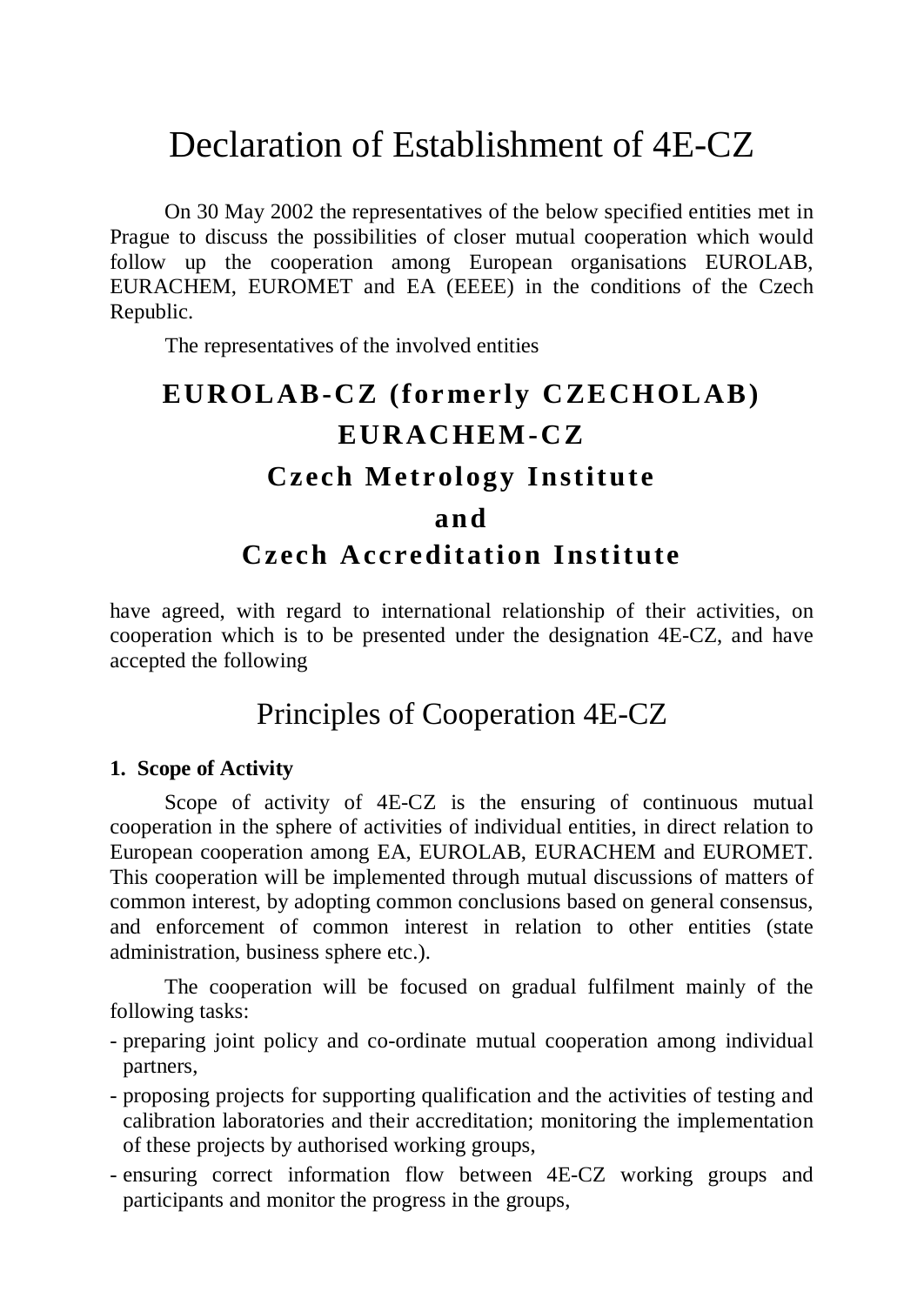# Declaration of Establishment of 4E-CZ

On 30 May 2002 the representatives of the below specified entities met in Prague to discuss the possibilities of closer mutual cooperation which would follow up the cooperation among European organisations EUROLAB, EURACHEM, EUROMET and EA (EEEE) in the conditions of the Czech Republic.

The representatives of the involved entities

**EUROLAB-CZ (formerly CZECHOLAB)**

**EURACHEM-CZ**

**Czech Metrology Institute**

**and**

**Czech Accreditation Institute**

have agreed, with regard to international relationship of their activities, on cooperation which is to be presented under the designation 4E-CZ, and have accepted the following

## Principles of Cooperation 4E-CZ

**1. Scope of Activity**

Scope of activity of 4E-CZ is the ensuring of continuous mutual cooperation in the sphere of activities of individual entities, in direct relation to European cooperation among EA, EUROLAB, EURACHEM and EUROMET. This cooperation will be implemented through mutual discussions of matters of common interest, by adopting common conclusions based on general consensus, and enforcement of common interest in relation to other entities (state administration, business sphere etc.).

The cooperation will be focused on gradual fulfilment mainly of the following tasks:

- preparing joint policy and co-ordinate mutual cooperation among individual partners,
- proposing projects for supporting qualification and the activities of testing and calibration laboratories and their accreditation; monitoring the implementation of these projects by authorised working groups,
- ensuring correct information flow between 4E-CZ working groups and participants and monitor the progress in the groups,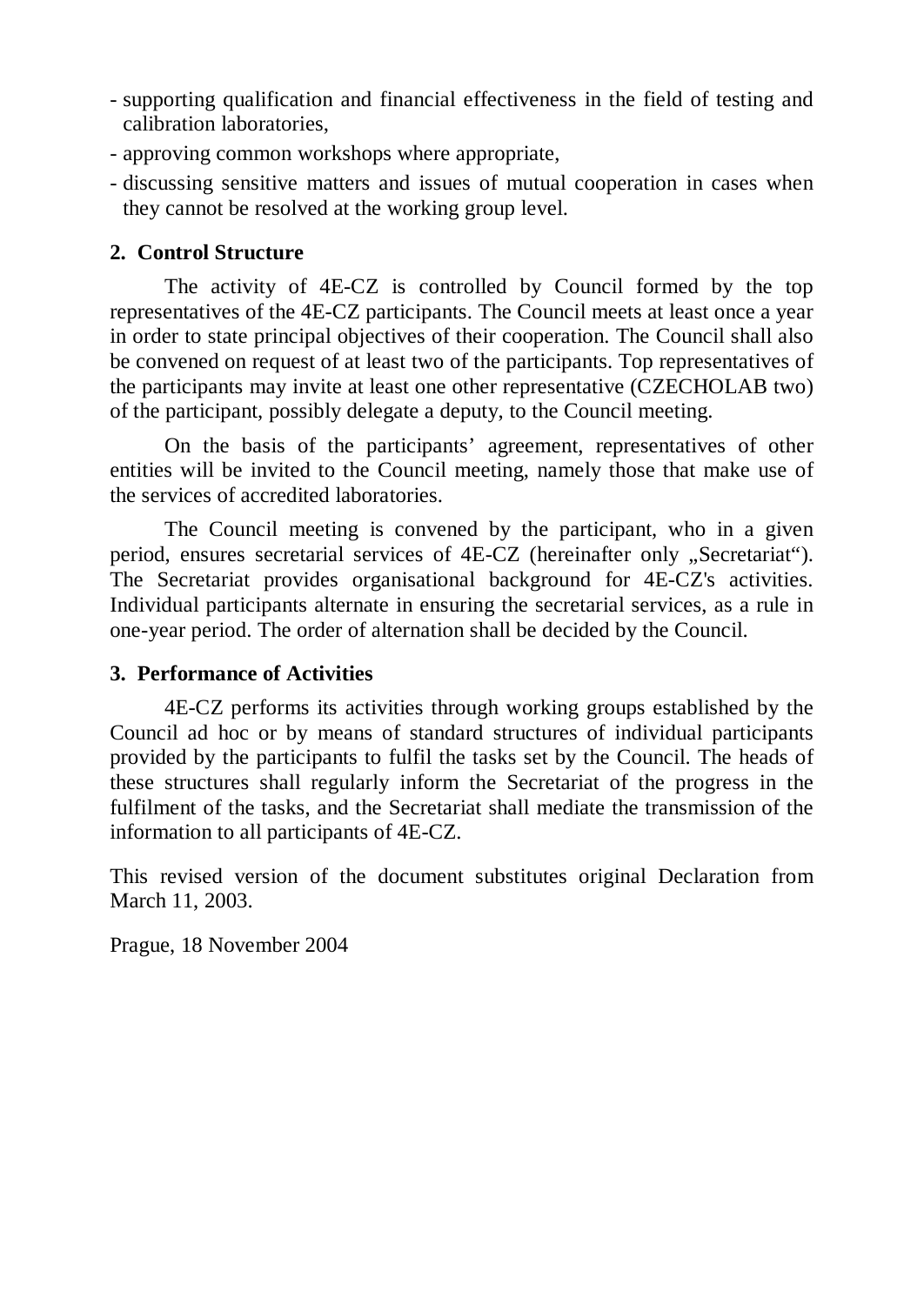- supporting qualification and financial effectiveness in the field of testing and calibration laboratories,
- approving common workshops where appropriate,
- discussing sensitive matters and issues of mutual cooperation in cases when they cannot be resolved at the working group level.

## 2. Control Structure

The activity of 4E-CZ is controlled by Council formed by the top representatives of the 4E-CZ participants. The Council meets at least once a year in order to state principal objectives of their cooperation. The Council shall also be convened on request of at least two of the participants. Top representatives of the participants may invite at least one other representative (CZECHOLAB two) of the participant, possibly delegate a deputy, to the Council meeting.

On the basis of the participants' agreement, representatives of other entities will be invited to the Council meeting, namely those that make use of the services of accredited laboratories.

The Council meeting is convened by the participant, who in a given period, ensures secretarial services of 4E-CZ (hereinafter only „Secretariat“). The Secretariat provides organisational background for 4E-CZ's activities. Individual participants alternate in ensuring the secretarial services, as a rule in one-year period. The order of alternation shall be decided by the Council.

## 3. Performance of Activities

4E-CZ performs its activities through working groups established by the Council ad hoc or by means of standard structures of individual participants provided by the participants to fulfil the tasks set by the Council. The heads of these structures shall regularly inform the Secretariat of the progress in the fulfilment of the tasks, and the Secretariat shall mediate the transmission of the information to all participants of 4E-CZ.

This revised version of the document substitutes original Declaration from March 11, 2003.

Prague, 18 November 2004